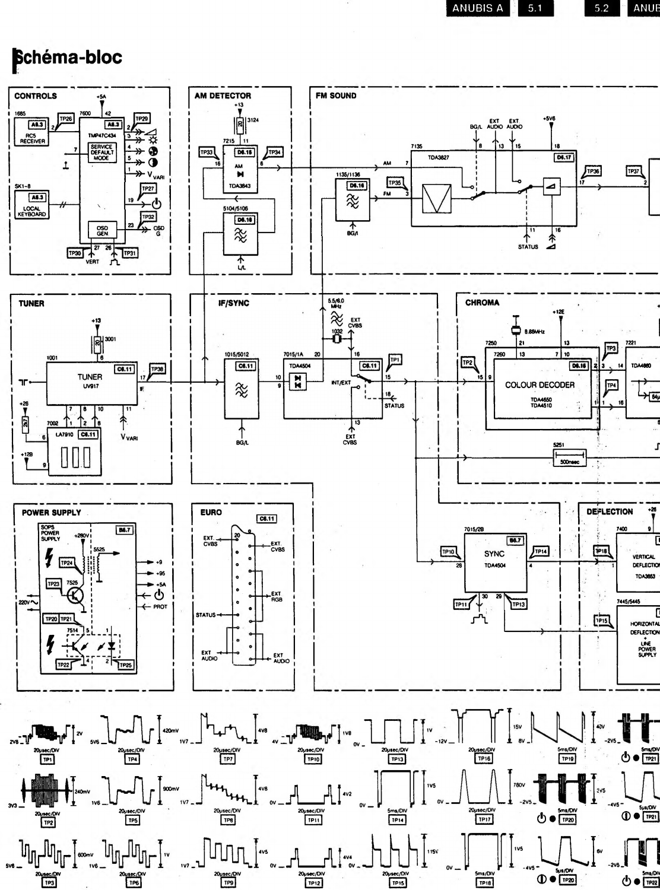# Schéma-bloc

## CONTROLS

+5A

1685 — RC5 RECEIVER (A8.3) — TP26

7600 — TMP47C434 (A8.3) — SERVICE DEFAULT MODE — OSD GEN

TP29, TP27, TP32, TP30, TP31

SK1-8 — LOCAL KEYBOARD (A8.3)

$V_{VARI}$, VERT, OSD G

## AM DETECTOR

+13, 3124, 7215 — AM — TDA3843 (D6.16)

TP33, TP34

5104/5106 (D6.16) — L/L

## FM SOUND

BG/L, EXT AUDIO, EXT AUDIO, +5V6

7135 — TDA3827 (D6.17)

1135/1136 (D6.16) — BG/I

AM, FM, TP35, TP36, TP37

STATUS

## TUNER

+13, 3001

1001 — TUNER UV917 (C6.11) — IF — TP38

+26, +12B

7002 — LA7910 (C6.11)

$V_{VARI}$

## IF/SYNC

1015/5012 (C6.11) — BG/L

7015/1A — TDA4504 (C6.11) — INT/EXT

5.5/6.0 MHz, 1032, EXT CVBS, TP1, STATUS, EXT CVBS

## CHROMA

8.86MHz, +12E

7250 — 7260 — COLOUR DECODER — TDA4650 TDA4510 (D6.16)

TP2, TP3, TP4

7221 — TDA4660

5251 — 500nsec

## POWER SUPPLY

SOPS POWER SUPPLY (B6.7) — +280V — 5525

TP24, TP23, 7525, 220V~

TP20, TP21, 7514, TP22, TP25

+9, +95, +5A, PROT

## EURO

(C6.11)

EXT. CVBS, EXT. CVBS, EXT. RGB, STATUS, EXT AUDIO, EXT AUDIO

## SYNC

7015/2B — SYNC TDA4504 (B6.7)

TP10, TP14, TP11, TP13

## DEFLECTION

+26

7400 — VERTICAL DEFLECTION TDA3653 — TP16

7445/5445 — HORIZONTAL DEFLECTION + LINE POWER SUPPLY — TP15

## Oscillogrammes

| TP | Échelle | Amplitude |
|---|---|---|
| TP1 | 20µsec/DIV | 2V (2V8) |
| TP2 | 20µsec/DIV | 240mV (3V3) |
| TP3 | 20µsec/DIV | 600mV (5V6) |
| TP4 | 20µsec/DIV | 420mV (5V6) |
| TP5 | 20µsec/DIV | 900mV (1V6) |
| TP6 | 20µsec/DIV | 1V (1V6) |
| TP7 | 20µsec/DIV | 4V8 (1V7) |
| TP8 | 20µsec/DIV | 4V8 (1V7) |
| TP9 | 20µsec/DIV | 4V5 (1V7) |
| TP10 | 20µsec/DIV | 1V8 (4V) |
| TP11 | 20µsec/DIV | 4V2 (0V) |
| TP12 | 20µsec/DIV | 4V4 (0V) |
| TP13 | 20µsec/DIV | 1V (0V) |
| TP14 | 5ms/DIV | 1V5 (0V) |
| TP15 | 20µsec/DIV | 115V (0V) |
| TP16 | 20µsec/DIV | 15V (-12V) |
| TP17 | 20µsec/DIV | 780V (0V) |
| TP18 | 5ms/DIV | 1V5 (0V) |
| TP19 | 5ms/DIV | 40V (8V) |
| TP20 | 5ms/DIV | 3V5 (-2V5) |
| TP20 | 5µs/DIV | 6V (-4V5) |
| TP21 | 5ms/DIV | (-2V5) |
| TP21 | 5µs/DIV | (-4V5) |
| TP22 | 5ms/DIV | (-2V5) |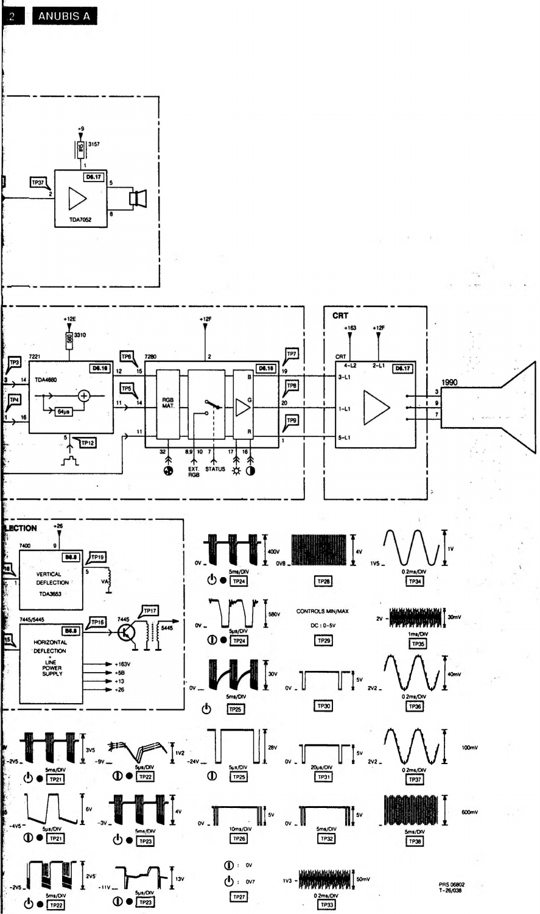2 ANUBIS A

+9

3157

TP37

D6.17

TDA7052

+12E

3310

7221

TDA4660

64μs

TP3

TP4

TP6

TP5

TP12

+12F

7280

D6.16

RGB MAT.

EXT. RGB

STATUS

TP7

TP8

TP9

B

G

R

CRT

+163

+12F

CRT

4-L2

2-L1

3-L1

1-L1

5-L1

D6.17

1990

LECTION

+26

7400

B6.8

TP19

VERTICAL DEFLECTION

TDA3653

VA

7445/5445

TP16

7445

TP17

5445

HORIZONTAL DEFLECTION + LINE POWER SUPPLY

+163V

+58

+13

+26

TP24 5ms/DIV 400V

TP28 4V 0V8

TP34 0.2ms/DIV 1V 1V5

TP24 5μs/DIV 580V

TP29 CONTROLS MIN/MAX DC : 0-5V

TP35 1ms/DIV 30mV 2V

TP25 5ms/DIV 30V

TP30 5V

TP36 0.2ms/DIV 40mV 2V2

TP21 5ms/DIV 3V5 -2V5

TP22 5μs/DIV 1V2 -9V

TP25 5μs/DIV 28V -24V

TP31 20μs/DIV 5V

TP37 0.2ms/DIV 100mV 2V2

TP21 5μs/DIV 6V -4V5

TP23 5ms/DIV 4V -3V

TP26 10ms/DIV 5V

TP32 5ms/DIV 5V

TP38 5ms/DIV 600mV

TP22 5ms/DIV 2V5 -2V5

TP23 5μs/DIV 13V -11V

TP27 : 0V ; : 0V7

TP33 0.2ms/DIV 50mV 1V3

PRS 06802 T-26/038